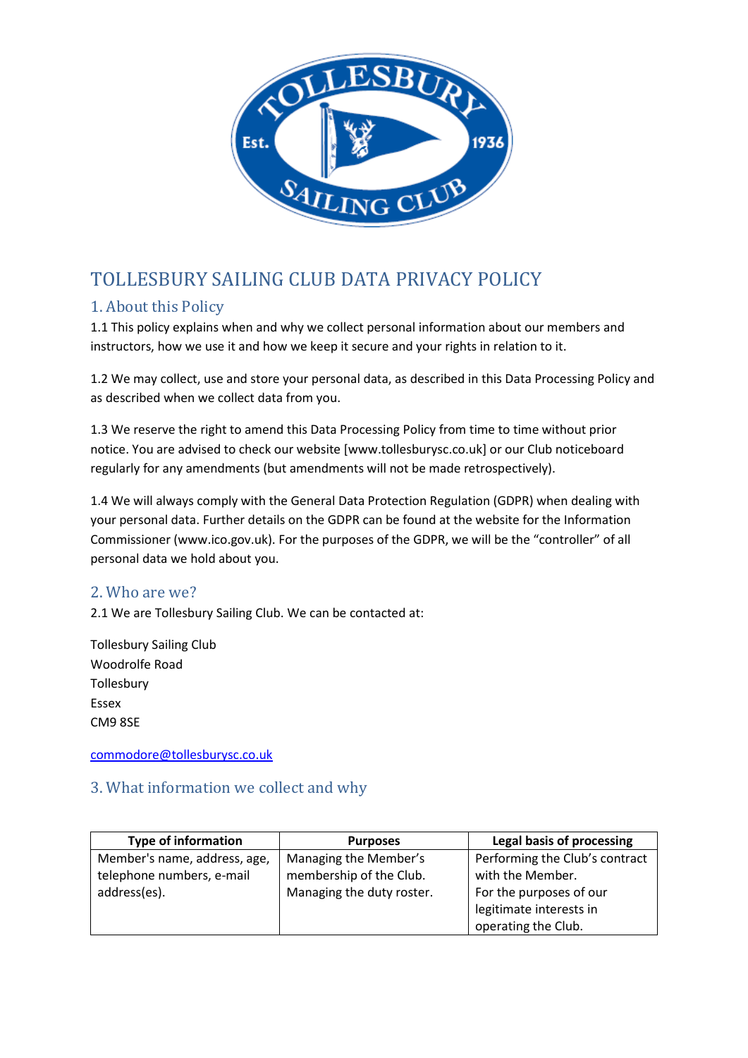# TOLLESBURY SAILING CLUB DATA PRIVACY POLICY

## 1. About this Policy

1.1 This policy explains when and why we collect personal information about our members and instructors, how we use it and how we keep it secure and your rights in relation to it.

1.2 We may collect, use and store your personal data, as described in this Data Processing Policy and as described when we collect data from you.

1.3 We reserve the right to amend this Data Processing Policy from time to time without prior notice. You are advised to check our website [www.tollesburysc.co.uk] or our Club noticeboard regularly for any amendments (but amendments will not be made retrospectively).

1.4 We will always comply with the General Data Protection Regulation (GDPR) when dealing with your personal data. Further details on the GDPR can be found at the website for the Information Commissioner (www.ico.gov.uk). For the purposes of the GDPR, we will be the "controller" of all personal data we hold about you.

## 2. Who are we?

2.1 We are Tollesbury Sailing Club. We can be contacted at:

Tollesbury Sailing Club
Woodrolfe Road
Tollesbury
Essex
CM9 8SE

commodore@tollesburysc.co.uk

## 3. What information we collect and why

| Type of information | Purposes | Legal basis of processing |
|---|---|---|
| Member's name, address, age, telephone numbers, e-mail address(es). | Managing the Member's membership of the Club.<br>Managing the duty roster. | Performing the Club's contract with the Member.<br>For the purposes of our legitimate interests in operating the Club. |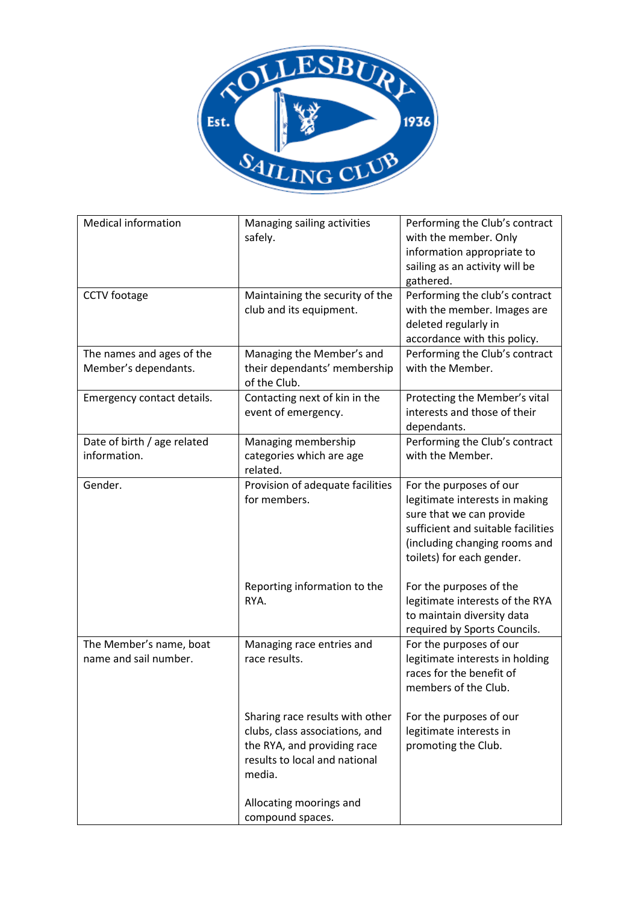| Medical information | Managing sailing activities safely. | Performing the Club's contract with the member. Only information appropriate to sailing as an activity will be gathered. |
|---|---|---|
| CCTV footage | Maintaining the security of the club and its equipment. | Performing the club's contract with the member. Images are deleted regularly in accordance with this policy. |
| The names and ages of the Member's dependants. | Managing the Member's and their dependants' membership of the Club. | Performing the Club's contract with the Member. |
| Emergency contact details. | Contacting next of kin in the event of emergency. | Protecting the Member's vital interests and those of their dependants. |
| Date of birth / age related information. | Managing membership categories which are age related. | Performing the Club's contract with the Member. |
| Gender. | Provision of adequate facilities for members. | For the purposes of our legitimate interests in making sure that we can provide sufficient and suitable facilities (including changing rooms and toilets) for each gender. |
| | Reporting information to the RYA. | For the purposes of the legitimate interests of the RYA to maintain diversity data required by Sports Councils. |
| The Member's name, boat name and sail number. | Managing race entries and race results. | For the purposes of our legitimate interests in holding races for the benefit of members of the Club. |
| | Sharing race results with other clubs, class associations, and the RYA, and providing race results to local and national media. | For the purposes of our legitimate interests in promoting the Club. |
| | Allocating moorings and compound spaces. | |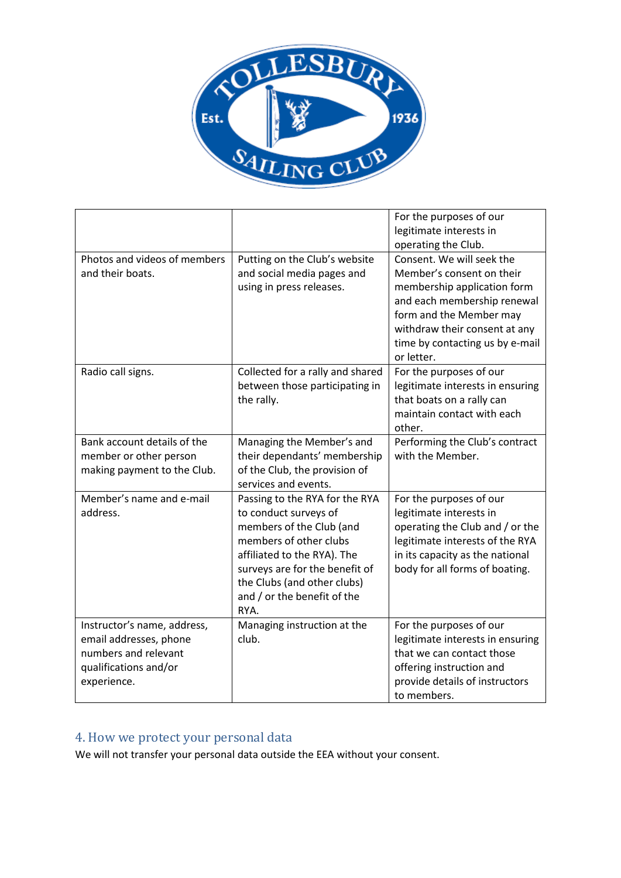| | | |
|---|---|---|
| | | For the purposes of our legitimate interests in operating the Club. |
| Photos and videos of members and their boats. | Putting on the Club's website and social media pages and using in press releases. | Consent. We will seek the Member's consent on their membership application form and each membership renewal form and the Member may withdraw their consent at any time by contacting us by e-mail or letter. |
| Radio call signs. | Collected for a rally and shared between those participating in the rally. | For the purposes of our legitimate interests in ensuring that boats on a rally can maintain contact with each other. |
| Bank account details of the member or other person making payment to the Club. | Managing the Member's and their dependants' membership of the Club, the provision of services and events. | Performing the Club's contract with the Member. |
| Member's name and e-mail address. | Passing to the RYA for the RYA to conduct surveys of members of the Club (and members of other clubs affiliated to the RYA). The surveys are for the benefit of the Clubs (and other clubs) and / or the benefit of the RYA. | For the purposes of our legitimate interests in operating the Club and / or the legitimate interests of the RYA in its capacity as the national body for all forms of boating. |
| Instructor's name, address, email addresses, phone numbers and relevant qualifications and/or experience. | Managing instruction at the club. | For the purposes of our legitimate interests in ensuring that we can contact those offering instruction and provide details of instructors to members. |

## 4. How we protect your personal data

We will not transfer your personal data outside the EEA without your consent.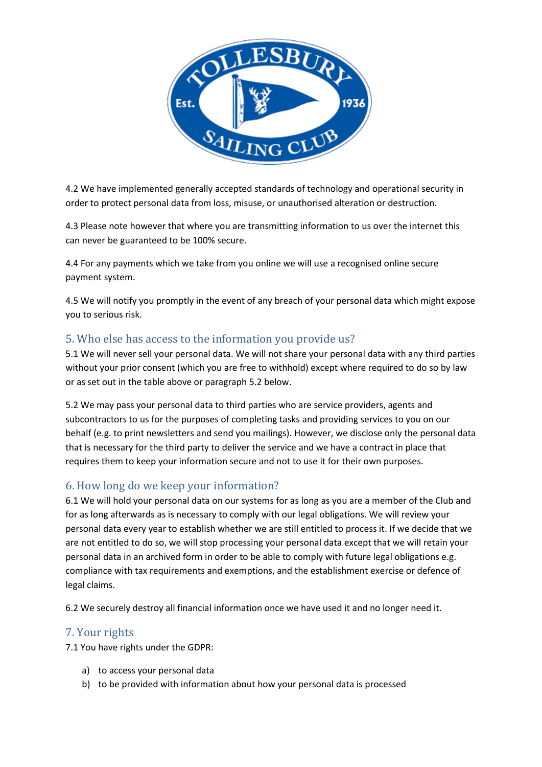4.2 We have implemented generally accepted standards of technology and operational security in order to protect personal data from loss, misuse, or unauthorised alteration or destruction.

4.3 Please note however that where you are transmitting information to us over the internet this can never be guaranteed to be 100% secure.

4.4 For any payments which we take from you online we will use a recognised online secure payment system.

4.5 We will notify you promptly in the event of any breach of your personal data which might expose you to serious risk.

## 5. Who else has access to the information you provide us?

5.1 We will never sell your personal data. We will not share your personal data with any third parties without your prior consent (which you are free to withhold) except where required to do so by law or as set out in the table above or paragraph 5.2 below.

5.2 We may pass your personal data to third parties who are service providers, agents and subcontractors to us for the purposes of completing tasks and providing services to you on our behalf (e.g. to print newsletters and send you mailings). However, we disclose only the personal data that is necessary for the third party to deliver the service and we have a contract in place that requires them to keep your information secure and not to use it for their own purposes.

## 6. How long do we keep your information?

6.1 We will hold your personal data on our systems for as long as you are a member of the Club and for as long afterwards as is necessary to comply with our legal obligations. We will review your personal data every year to establish whether we are still entitled to process it. If we decide that we are not entitled to do so, we will stop processing your personal data except that we will retain your personal data in an archived form in order to be able to comply with future legal obligations e.g. compliance with tax requirements and exemptions, and the establishment exercise or defence of legal claims.

6.2 We securely destroy all financial information once we have used it and no longer need it.

## 7. Your rights

7.1 You have rights under the GDPR:

a) to access your personal data
b) to be provided with information about how your personal data is processed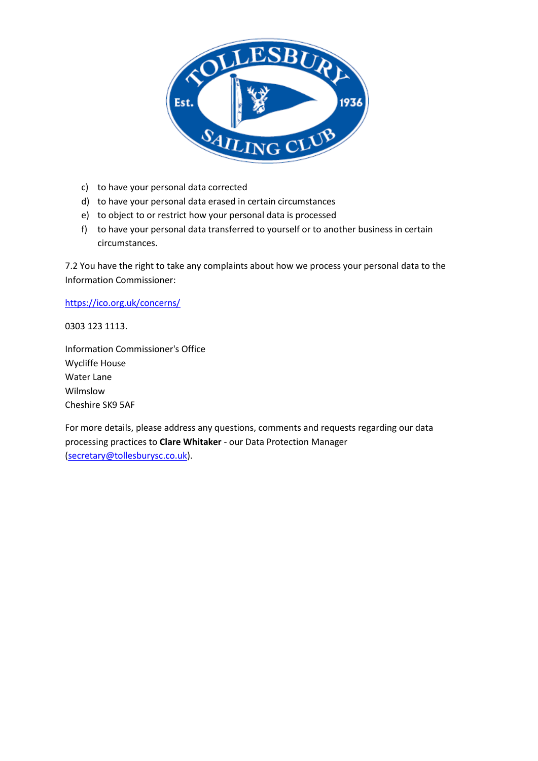c) to have your personal data corrected
d) to have your personal data erased in certain circumstances
e) to object to or restrict how your personal data is processed
f) to have your personal data transferred to yourself or to another business in certain circumstances.

7.2 You have the right to take any complaints about how we process your personal data to the Information Commissioner:

https://ico.org.uk/concerns/

0303 123 1113.

Information Commissioner's Office
Wycliffe House
Water Lane
Wilmslow
Cheshire SK9 5AF

For more details, please address any questions, comments and requests regarding our data processing practices to **Clare Whitaker** - our Data Protection Manager (secretary@tollesburysc.co.uk).